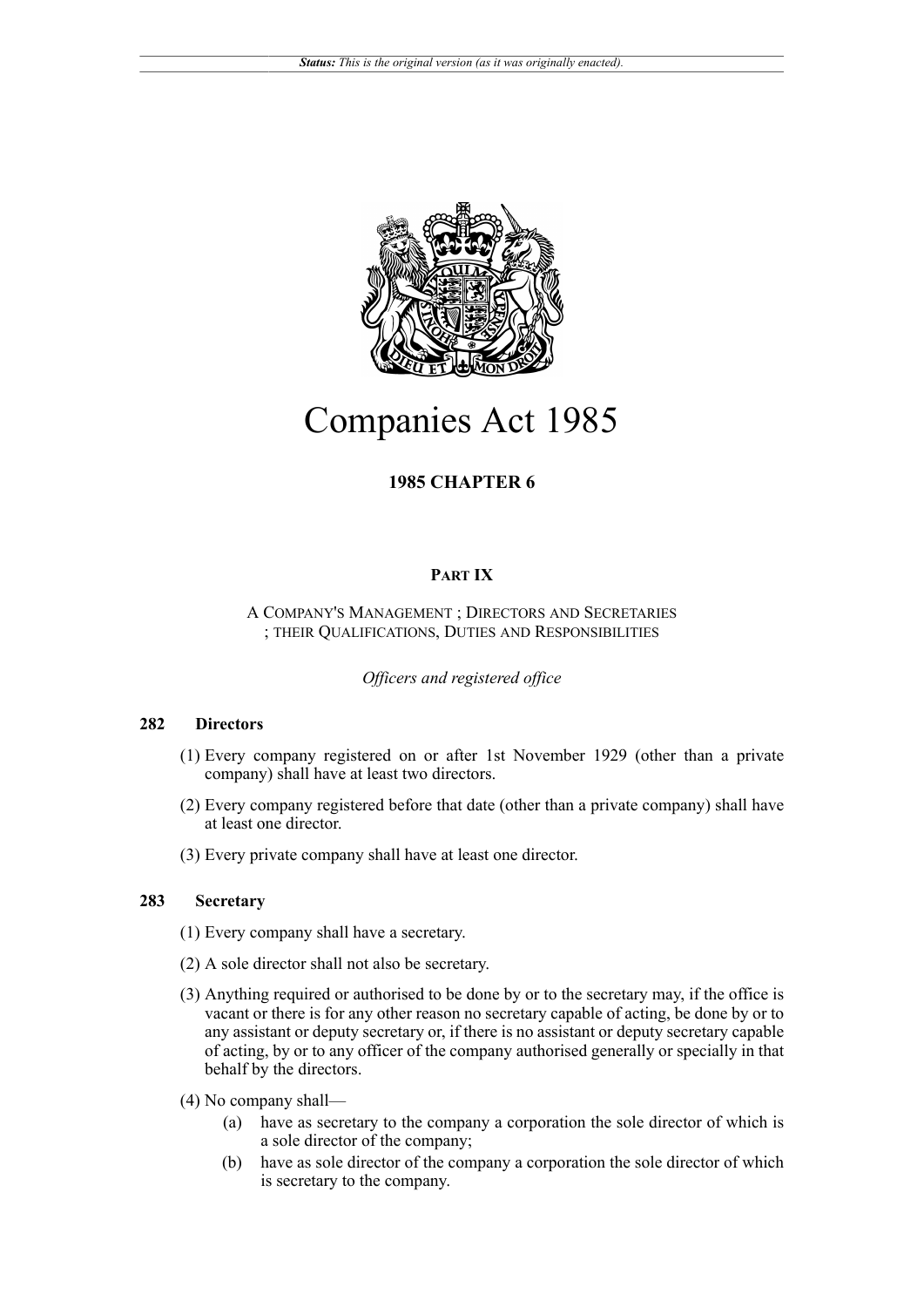# Companies Act 1985

**1985 CHAPTER 6**

## PART IX

A COMPANY'S MANAGEMENT ; DIRECTORS AND SECRETARIES ; THEIR QUALIFICATIONS, DUTIES AND RESPONSIBILITIES

*Officers and registered office*

### 282 Directors

(1) Every company registered on or after 1st November 1929 (other than a private company) shall have at least two directors.

(2) Every company registered before that date (other than a private company) shall have at least one director.

(3) Every private company shall have at least one director.

### 283 Secretary

(1) Every company shall have a secretary.

(2) A sole director shall not also be secretary.

(3) Anything required or authorised to be done by or to the secretary may, if the office is vacant or there is for any other reason no secretary capable of acting, be done by or to any assistant or deputy secretary or, if there is no assistant or deputy secretary capable of acting, by or to any officer of the company authorised generally or specially in that behalf by the directors.

(4) No company shall—

- (a) have as secretary to the company a corporation the sole director of which is a sole director of the company;
- (b) have as sole director of the company a corporation the sole director of which is secretary to the company.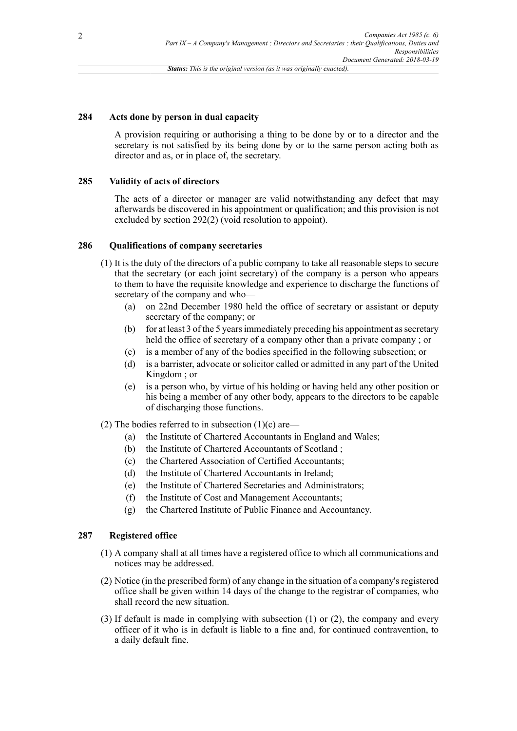### 284 Acts done by person in dual capacity

A provision requiring or authorising a thing to be done by or to a director and the secretary is not satisfied by its being done by or to the same person acting both as director and as, or in place of, the secretary.

### 285 Validity of acts of directors

The acts of a director or manager are valid notwithstanding any defect that may afterwards be discovered in his appointment or qualification; and this provision is not excluded by section 292(2) (void resolution to appoint).

### 286 Qualifications of company secretaries

(1) It is the duty of the directors of a public company to take all reasonable steps to secure that the secretary (or each joint secretary) of the company is a person who appears to them to have the requisite knowledge and experience to discharge the functions of secretary of the company and who—

- (a) on 22nd December 1980 held the office of secretary or assistant or deputy secretary of the company; or
- (b) for at least 3 of the 5 years immediately preceding his appointment as secretary held the office of secretary of a company other than a private company ; or
- (c) is a member of any of the bodies specified in the following subsection; or
- (d) is a barrister, advocate or solicitor called or admitted in any part of the United Kingdom ; or
- (e) is a person who, by virtue of his holding or having held any other position or his being a member of any other body, appears to the directors to be capable of discharging those functions.

(2) The bodies referred to in subsection (1)(c) are—

- (a) the Institute of Chartered Accountants in England and Wales;
- (b) the Institute of Chartered Accountants of Scotland ;
- (c) the Chartered Association of Certified Accountants;
- (d) the Institute of Chartered Accountants in Ireland;
- (e) the Institute of Chartered Secretaries and Administrators;
- (f) the Institute of Cost and Management Accountants;
- (g) the Chartered Institute of Public Finance and Accountancy.

### 287 Registered office

(1) A company shall at all times have a registered office to which all communications and notices may be addressed.

(2) Notice (in the prescribed form) of any change in the situation of a company's registered office shall be given within 14 days of the change to the registrar of companies, who shall record the new situation.

(3) If default is made in complying with subsection (1) or (2), the company and every officer of it who is in default is liable to a fine and, for continued contravention, to a daily default fine.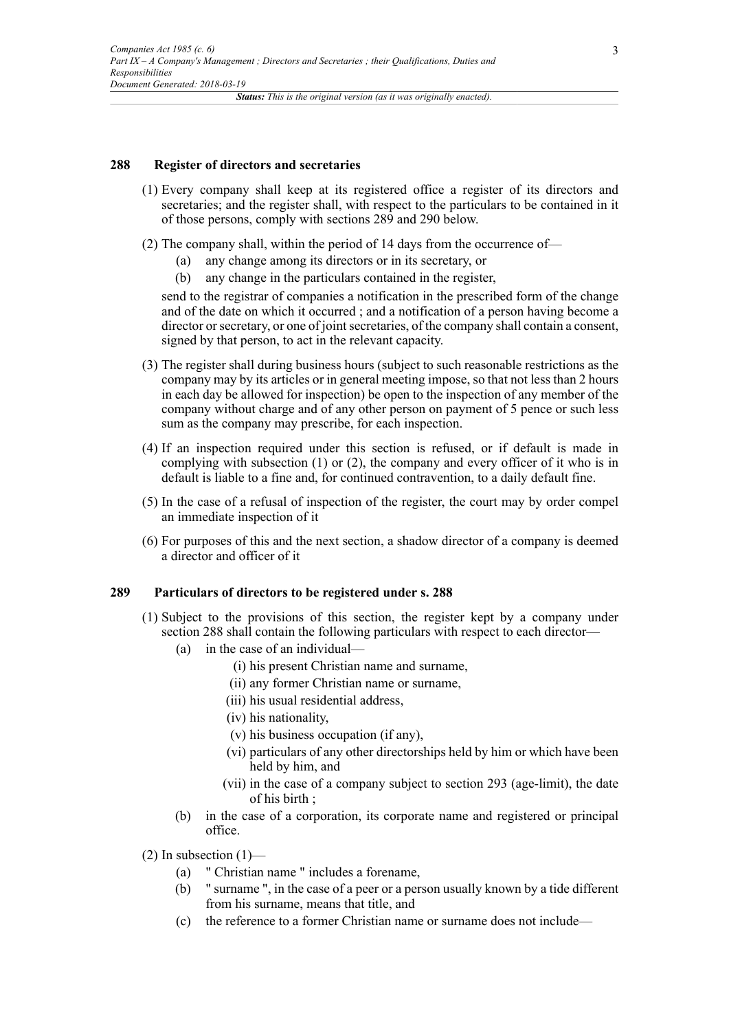## 288 Register of directors and secretaries

(1) Every company shall keep at its registered office a register of its directors and secretaries; and the register shall, with respect to the particulars to be contained in it of those persons, comply with sections 289 and 290 below.

(2) The company shall, within the period of 14 days from the occurrence of—

- (a) any change among its directors or in its secretary, or
- (b) any change in the particulars contained in the register,

send to the registrar of companies a notification in the prescribed form of the change and of the date on which it occurred ; and a notification of a person having become a director or secretary, or one of joint secretaries, of the company shall contain a consent, signed by that person, to act in the relevant capacity.

(3) The register shall during business hours (subject to such reasonable restrictions as the company may by its articles or in general meeting impose, so that not less than 2 hours in each day be allowed for inspection) be open to the inspection of any member of the company without charge and of any other person on payment of 5 pence or such less sum as the company may prescribe, for each inspection.

(4) If an inspection required under this section is refused, or if default is made in complying with subsection (1) or (2), the company and every officer of it who is in default is liable to a fine and, for continued contravention, to a daily default fine.

(5) In the case of a refusal of inspection of the register, the court may by order compel an immediate inspection of it

(6) For purposes of this and the next section, a shadow director of a company is deemed a director and officer of it

## 289 Particulars of directors to be registered under s. 288

(1) Subject to the provisions of this section, the register kept by a company under section 288 shall contain the following particulars with respect to each director—

- (a) in the case of an individual—
  - (i) his present Christian name and surname,
  - (ii) any former Christian name or surname,
  - (iii) his usual residential address,
  - (iv) his nationality,
  - (v) his business occupation (if any),
  - (vi) particulars of any other directorships held by him or which have been held by him, and
  - (vii) in the case of a company subject to section 293 (age-limit), the date of his birth ;
- (b) in the case of a corporation, its corporate name and registered or principal office.

(2) In subsection (1)—

- (a) " Christian name " includes a forename,
- (b) " surname ", in the case of a peer or a person usually known by a tide different from his surname, means that title, and
- (c) the reference to a former Christian name or surname does not include—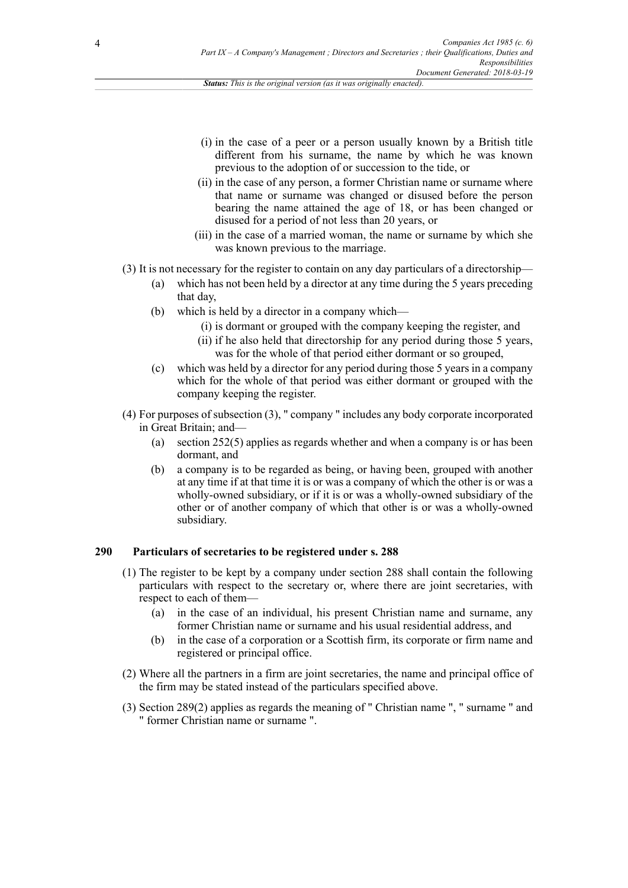(i) in the case of a peer or a person usually known by a British title different from his surname, the name by which he was known previous to the adoption of or succession to the tide, or

(ii) in the case of any person, a former Christian name or surname where that name or surname was changed or disused before the person bearing the name attained the age of 18, or has been changed or disused for a period of not less than 20 years, or

(iii) in the case of a married woman, the name or surname by which she was known previous to the marriage.

(3) It is not necessary for the register to contain on any day particulars of a directorship—

(a) which has not been held by a director at any time during the 5 years preceding that day,

(b) which is held by a director in a company which—

(i) is dormant or grouped with the company keeping the register, and

(ii) if he also held that directorship for any period during those 5 years, was for the whole of that period either dormant or so grouped,

(c) which was held by a director for any period during those 5 years in a company which for the whole of that period was either dormant or grouped with the company keeping the register.

(4) For purposes of subsection (3), " company " includes any body corporate incorporated in Great Britain; and—

(a) section 252(5) applies as regards whether and when a company is or has been dormant, and

(b) a company is to be regarded as being, or having been, grouped with another at any time if at that time it is or was a company of which the other is or was a wholly-owned subsidiary, or if it is or was a wholly-owned subsidiary of the other or of another company of which that other is or was a wholly-owned subsidiary.

### 290 Particulars of secretaries to be registered under s. 288

(1) The register to be kept by a company under section 288 shall contain the following particulars with respect to the secretary or, where there are joint secretaries, with respect to each of them—

(a) in the case of an individual, his present Christian name and surname, any former Christian name or surname and his usual residential address, and

(b) in the case of a corporation or a Scottish firm, its corporate or firm name and registered or principal office.

(2) Where all the partners in a firm are joint secretaries, the name and principal office of the firm may be stated instead of the particulars specified above.

(3) Section 289(2) applies as regards the meaning of " Christian name ", " surname " and " former Christian name or surname ".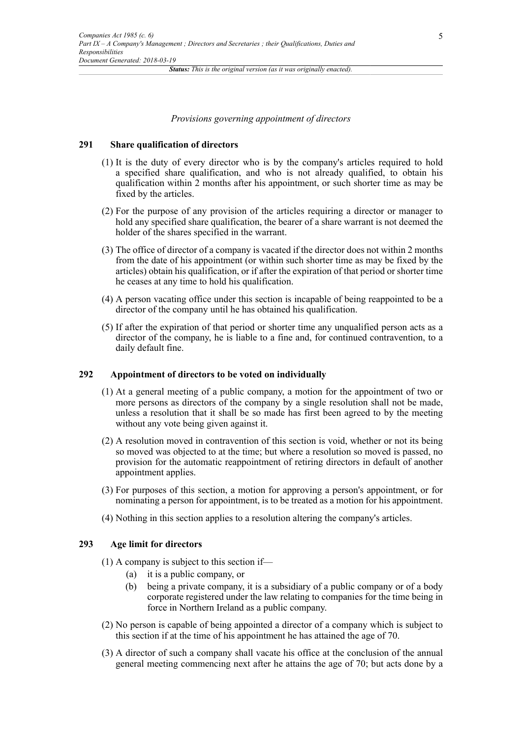*Provisions governing appointment of directors*

### 291 Share qualification of directors

(1) It is the duty of every director who is by the company's articles required to hold a specified share qualification, and who is not already qualified, to obtain his qualification within 2 months after his appointment, or such shorter time as may be fixed by the articles.

(2) For the purpose of any provision of the articles requiring a director or manager to hold any specified share qualification, the bearer of a share warrant is not deemed the holder of the shares specified in the warrant.

(3) The office of director of a company is vacated if the director does not within 2 months from the date of his appointment (or within such shorter time as may be fixed by the articles) obtain his qualification, or if after the expiration of that period or shorter time he ceases at any time to hold his qualification.

(4) A person vacating office under this section is incapable of being reappointed to be a director of the company until he has obtained his qualification.

(5) If after the expiration of that period or shorter time any unqualified person acts as a director of the company, he is liable to a fine and, for continued contravention, to a daily default fine.

### 292 Appointment of directors to be voted on individually

(1) At a general meeting of a public company, a motion for the appointment of two or more persons as directors of the company by a single resolution shall not be made, unless a resolution that it shall be so made has first been agreed to by the meeting without any vote being given against it.

(2) A resolution moved in contravention of this section is void, whether or not its being so moved was objected to at the time; but where a resolution so moved is passed, no provision for the automatic reappointment of retiring directors in default of another appointment applies.

(3) For purposes of this section, a motion for approving a person's appointment, or for nominating a person for appointment, is to be treated as a motion for his appointment.

(4) Nothing in this section applies to a resolution altering the company's articles.

### 293 Age limit for directors

(1) A company is subject to this section if—

  (a) it is a public company, or

  (b) being a private company, it is a subsidiary of a public company or of a body corporate registered under the law relating to companies for the time being in force in Northern Ireland as a public company.

(2) No person is capable of being appointed a director of a company which is subject to this section if at the time of his appointment he has attained the age of 70.

(3) A director of such a company shall vacate his office at the conclusion of the annual general meeting commencing next after he attains the age of 70; but acts done by a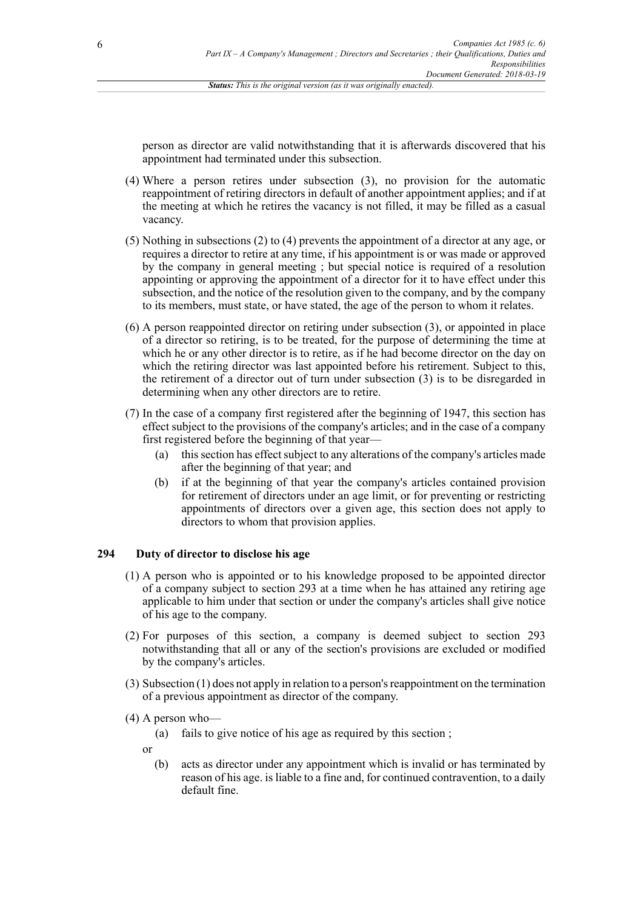person as director are valid notwithstanding that it is afterwards discovered that his appointment had terminated under this subsection.

(4) Where a person retires under subsection (3), no provision for the automatic reappointment of retiring directors in default of another appointment applies; and if at the meeting at which he retires the vacancy is not filled, it may be filled as a casual vacancy.

(5) Nothing in subsections (2) to (4) prevents the appointment of a director at any age, or requires a director to retire at any time, if his appointment is or was made or approved by the company in general meeting ; but special notice is required of a resolution appointing or approving the appointment of a director for it to have effect under this subsection, and the notice of the resolution given to the company, and by the company to its members, must state, or have stated, the age of the person to whom it relates.

(6) A person reappointed director on retiring under subsection (3), or appointed in place of a director so retiring, is to be treated, for the purpose of determining the time at which he or any other director is to retire, as if he had become director on the day on which the retiring director was last appointed before his retirement. Subject to this, the retirement of a director out of turn under subsection (3) is to be disregarded in determining when any other directors are to retire.

(7) In the case of a company first registered after the beginning of 1947, this section has effect subject to the provisions of the company's articles; and in the case of a company first registered before the beginning of that year—

(a) this section has effect subject to any alterations of the company's articles made after the beginning of that year; and

(b) if at the beginning of that year the company's articles contained provision for retirement of directors under an age limit, or for preventing or restricting appointments of directors over a given age, this section does not apply to directors to whom that provision applies.

## 294 Duty of director to disclose his age

(1) A person who is appointed or to his knowledge proposed to be appointed director of a company subject to section 293 at a time when he has attained any retiring age applicable to him under that section or under the company's articles shall give notice of his age to the company.

(2) For purposes of this section, a company is deemed subject to section 293 notwithstanding that all or any of the section's provisions are excluded or modified by the company's articles.

(3) Subsection (1) does not apply in relation to a person's reappointment on the termination of a previous appointment as director of the company.

(4) A person who—

(a) fails to give notice of his age as required by this section ;

or

(b) acts as director under any appointment which is invalid or has terminated by reason of his age. is liable to a fine and, for continued contravention, to a daily default fine.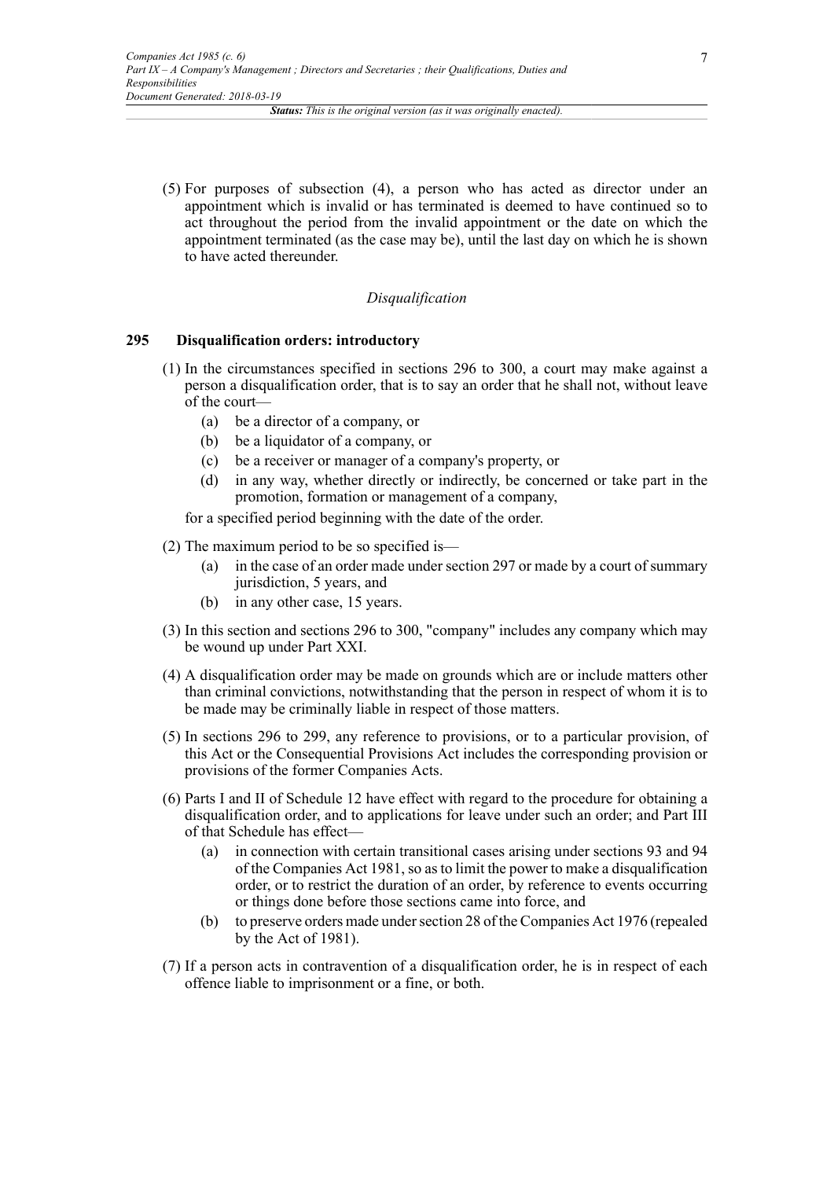(5) For purposes of subsection (4), a person who has acted as director under an appointment which is invalid or has terminated is deemed to have continued so to act throughout the period from the invalid appointment or the date on which the appointment terminated (as the case may be), until the last day on which he is shown to have acted thereunder.

*Disqualification*

### 295 Disqualification orders: introductory

(1) In the circumstances specified in sections 296 to 300, a court may make against a person a disqualification order, that is to say an order that he shall not, without leave of the court—

- (a) be a director of a company, or
- (b) be a liquidator of a company, or
- (c) be a receiver or manager of a company's property, or
- (d) in any way, whether directly or indirectly, be concerned or take part in the promotion, formation or management of a company,

for a specified period beginning with the date of the order.

(2) The maximum period to be so specified is—

- (a) in the case of an order made under section 297 or made by a court of summary jurisdiction, 5 years, and
- (b) in any other case, 15 years.

(3) In this section and sections 296 to 300, "company" includes any company which may be wound up under Part XXI.

(4) A disqualification order may be made on grounds which are or include matters other than criminal convictions, notwithstanding that the person in respect of whom it is to be made may be criminally liable in respect of those matters.

(5) In sections 296 to 299, any reference to provisions, or to a particular provision, of this Act or the Consequential Provisions Act includes the corresponding provision or provisions of the former Companies Acts.

(6) Parts I and II of Schedule 12 have effect with regard to the procedure for obtaining a disqualification order, and to applications for leave under such an order; and Part III of that Schedule has effect—

- (a) in connection with certain transitional cases arising under sections 93 and 94 of the Companies Act 1981, so as to limit the power to make a disqualification order, or to restrict the duration of an order, by reference to events occurring or things done before those sections came into force, and
- (b) to preserve orders made under section 28 of the Companies Act 1976 (repealed by the Act of 1981).

(7) If a person acts in contravention of a disqualification order, he is in respect of each offence liable to imprisonment or a fine, or both.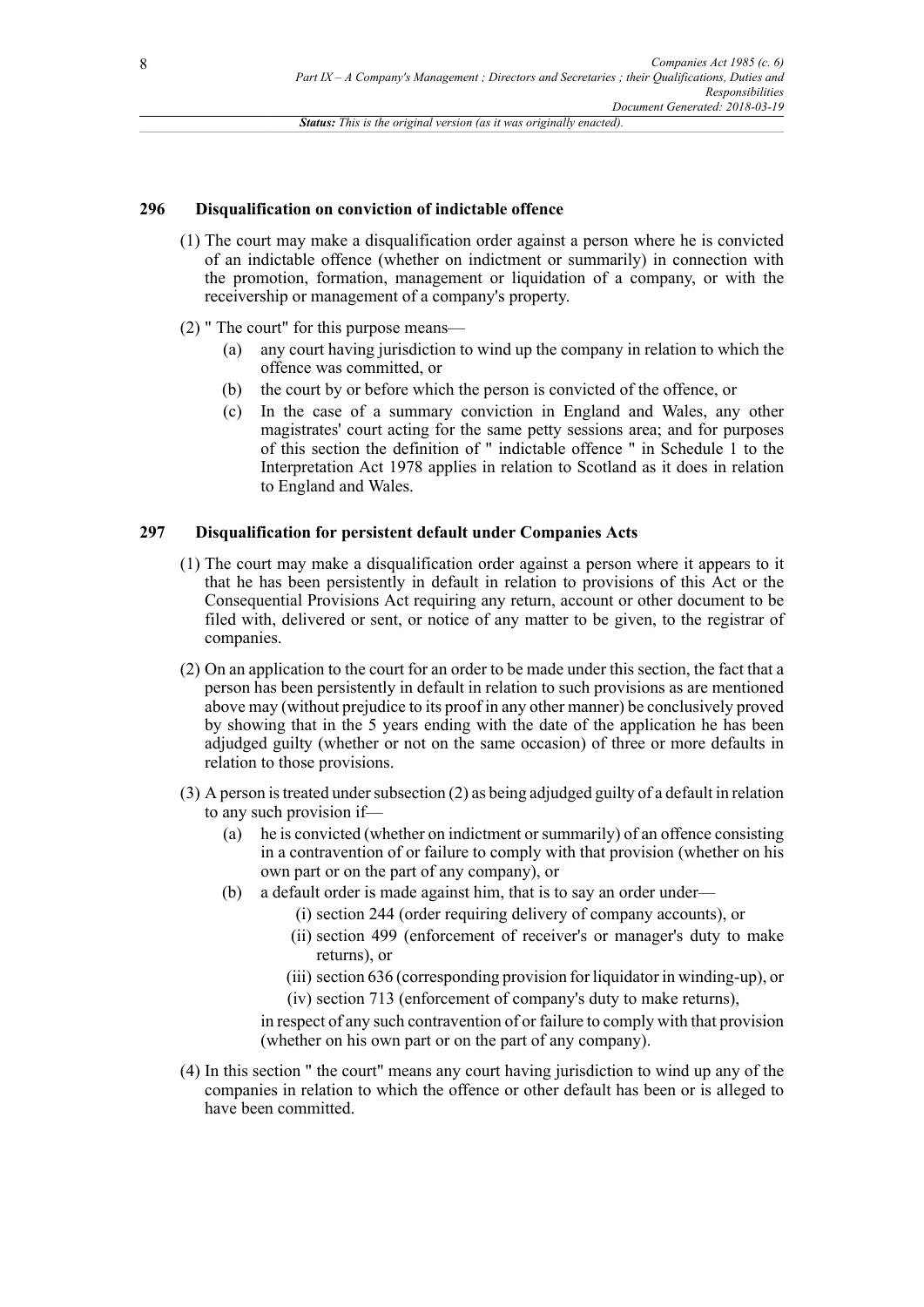### 296 Disqualification on conviction of indictable offence

(1) The court may make a disqualification order against a person where he is convicted of an indictable offence (whether on indictment or summarily) in connection with the promotion, formation, management or liquidation of a company, or with the receivership or management of a company's property.

(2) " The court" for this purpose means—

- (a) any court having jurisdiction to wind up the company in relation to which the offence was committed, or
- (b) the court by or before which the person is convicted of the offence, or
- (c) In the case of a summary conviction in England and Wales, any other magistrates' court acting for the same petty sessions area; and for purposes of this section the definition of " indictable offence " in Schedule 1 to the Interpretation Act 1978 applies in relation to Scotland as it does in relation to England and Wales.

### 297 Disqualification for persistent default under Companies Acts

(1) The court may make a disqualification order against a person where it appears to it that he has been persistently in default in relation to provisions of this Act or the Consequential Provisions Act requiring any return, account or other document to be filed with, delivered or sent, or notice of any matter to be given, to the registrar of companies.

(2) On an application to the court for an order to be made under this section, the fact that a person has been persistently in default in relation to such provisions as are mentioned above may (without prejudice to its proof in any other manner) be conclusively proved by showing that in the 5 years ending with the date of the application he has been adjudged guilty (whether or not on the same occasion) of three or more defaults in relation to those provisions.

(3) A person is treated under subsection (2) as being adjudged guilty of a default in relation to any such provision if—

- (a) he is convicted (whether on indictment or summarily) of an offence consisting in a contravention of or failure to comply with that provision (whether on his own part or on the part of any company), or
- (b) a default order is made against him, that is to say an order under—
  - (i) section 244 (order requiring delivery of company accounts), or
  - (ii) section 499 (enforcement of receiver's or manager's duty to make returns), or
  - (iii) section 636 (corresponding provision for liquidator in winding-up), or
  - (iv) section 713 (enforcement of company's duty to make returns),

  in respect of any such contravention of or failure to comply with that provision (whether on his own part or on the part of any company).

(4) In this section " the court" means any court having jurisdiction to wind up any of the companies in relation to which the offence or other default has been or is alleged to have been committed.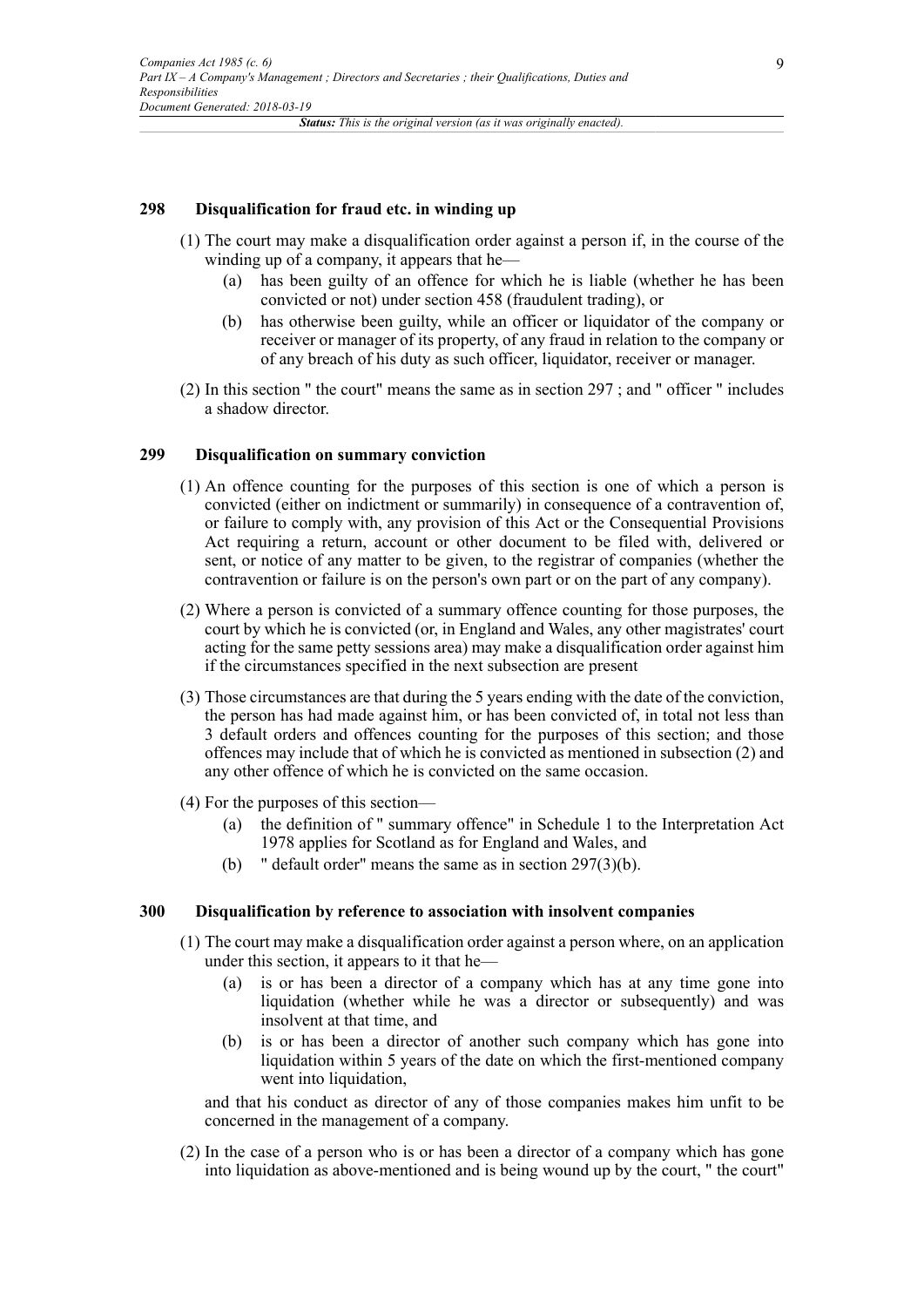## 298 Disqualification for fraud etc. in winding up

(1) The court may make a disqualification order against a person if, in the course of the winding up of a company, it appears that he—

(a) has been guilty of an offence for which he is liable (whether he has been convicted or not) under section 458 (fraudulent trading), or

(b) has otherwise been guilty, while an officer or liquidator of the company or receiver or manager of its property, of any fraud in relation to the company or of any breach of his duty as such officer, liquidator, receiver or manager.

(2) In this section " the court" means the same as in section 297 ; and " officer " includes a shadow director.

## 299 Disqualification on summary conviction

(1) An offence counting for the purposes of this section is one of which a person is convicted (either on indictment or summarily) in consequence of a contravention of, or failure to comply with, any provision of this Act or the Consequential Provisions Act requiring a return, account or other document to be filed with, delivered or sent, or notice of any matter to be given, to the registrar of companies (whether the contravention or failure is on the person's own part or on the part of any company).

(2) Where a person is convicted of a summary offence counting for those purposes, the court by which he is convicted (or, in England and Wales, any other magistrates' court acting for the same petty sessions area) may make a disqualification order against him if the circumstances specified in the next subsection are present

(3) Those circumstances are that during the 5 years ending with the date of the conviction, the person has had made against him, or has been convicted of, in total not less than 3 default orders and offences counting for the purposes of this section; and those offences may include that of which he is convicted as mentioned in subsection (2) and any other offence of which he is convicted on the same occasion.

(4) For the purposes of this section—

(a) the definition of " summary offence" in Schedule 1 to the Interpretation Act 1978 applies for Scotland as for England and Wales, and

(b) " default order" means the same as in section 297(3)(b).

## 300 Disqualification by reference to association with insolvent companies

(1) The court may make a disqualification order against a person where, on an application under this section, it appears to it that he—

(a) is or has been a director of a company which has at any time gone into liquidation (whether while he was a director or subsequently) and was insolvent at that time, and

(b) is or has been a director of another such company which has gone into liquidation within 5 years of the date on which the first-mentioned company went into liquidation,

and that his conduct as director of any of those companies makes him unfit to be concerned in the management of a company.

(2) In the case of a person who is or has been a director of a company which has gone into liquidation as above-mentioned and is being wound up by the court, " the court"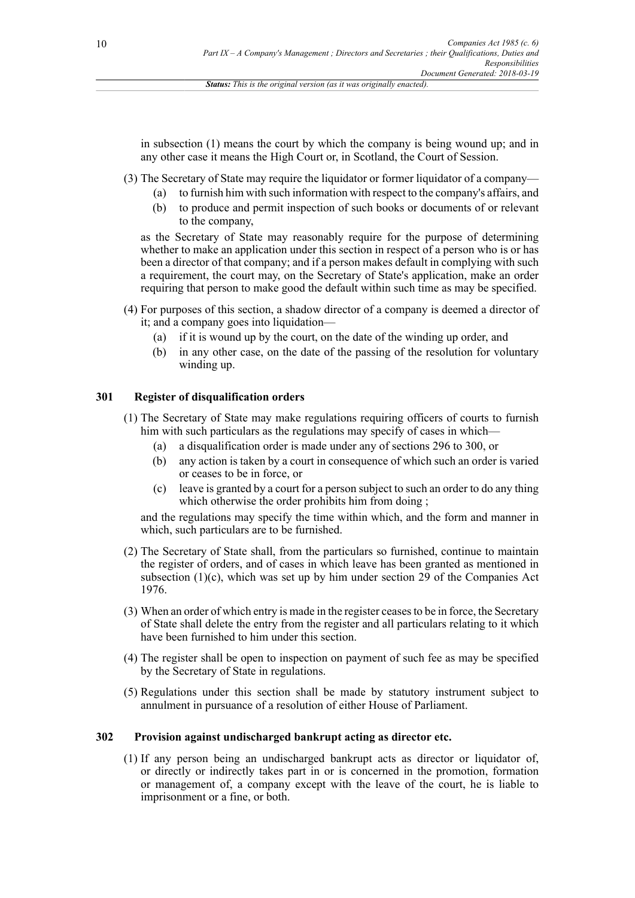in subsection (1) means the court by which the company is being wound up; and in any other case it means the High Court or, in Scotland, the Court of Session.

(3) The Secretary of State may require the liquidator or former liquidator of a company—

(a) to furnish him with such information with respect to the company's affairs, and

(b) to produce and permit inspection of such books or documents of or relevant to the company,

as the Secretary of State may reasonably require for the purpose of determining whether to make an application under this section in respect of a person who is or has been a director of that company; and if a person makes default in complying with such a requirement, the court may, on the Secretary of State's application, make an order requiring that person to make good the default within such time as may be specified.

(4) For purposes of this section, a shadow director of a company is deemed a director of it; and a company goes into liquidation—

(a) if it is wound up by the court, on the date of the winding up order, and

(b) in any other case, on the date of the passing of the resolution for voluntary winding up.

### 301 Register of disqualification orders

(1) The Secretary of State may make regulations requiring officers of courts to furnish him with such particulars as the regulations may specify of cases in which—

(a) a disqualification order is made under any of sections 296 to 300, or

(b) any action is taken by a court in consequence of which such an order is varied or ceases to be in force, or

(c) leave is granted by a court for a person subject to such an order to do any thing which otherwise the order prohibits him from doing ;

and the regulations may specify the time within which, and the form and manner in which, such particulars are to be furnished.

(2) The Secretary of State shall, from the particulars so furnished, continue to maintain the register of orders, and of cases in which leave has been granted as mentioned in subsection (1)(c), which was set up by him under section 29 of the Companies Act 1976.

(3) When an order of which entry is made in the register ceases to be in force, the Secretary of State shall delete the entry from the register and all particulars relating to it which have been furnished to him under this section.

(4) The register shall be open to inspection on payment of such fee as may be specified by the Secretary of State in regulations.

(5) Regulations under this section shall be made by statutory instrument subject to annulment in pursuance of a resolution of either House of Parliament.

### 302 Provision against undischarged bankrupt acting as director etc.

(1) If any person being an undischarged bankrupt acts as director or liquidator of, or directly or indirectly takes part in or is concerned in the promotion, formation or management of, a company except with the leave of the court, he is liable to imprisonment or a fine, or both.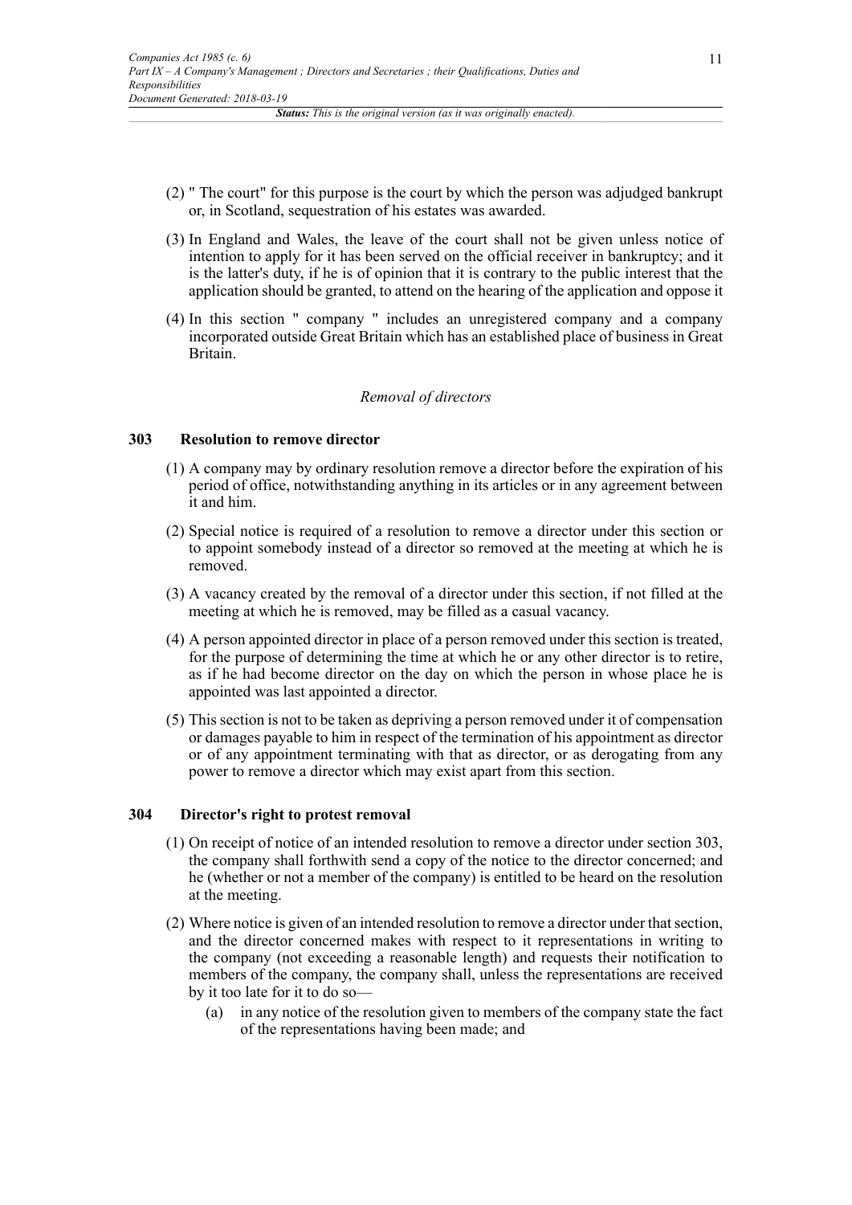(2) " The court" for this purpose is the court by which the person was adjudged bankrupt or, in Scotland, sequestration of his estates was awarded.

(3) In England and Wales, the leave of the court shall not be given unless notice of intention to apply for it has been served on the official receiver in bankruptcy; and it is the latter's duty, if he is of opinion that it is contrary to the public interest that the application should be granted, to attend on the hearing of the application and oppose it

(4) In this section " company " includes an unregistered company and a company incorporated outside Great Britain which has an established place of business in Great Britain.

*Removal of directors*

### 303 Resolution to remove director

(1) A company may by ordinary resolution remove a director before the expiration of his period of office, notwithstanding anything in its articles or in any agreement between it and him.

(2) Special notice is required of a resolution to remove a director under this section or to appoint somebody instead of a director so removed at the meeting at which he is removed.

(3) A vacancy created by the removal of a director under this section, if not filled at the meeting at which he is removed, may be filled as a casual vacancy.

(4) A person appointed director in place of a person removed under this section is treated, for the purpose of determining the time at which he or any other director is to retire, as if he had become director on the day on which the person in whose place he is appointed was last appointed a director.

(5) This section is not to be taken as depriving a person removed under it of compensation or damages payable to him in respect of the termination of his appointment as director or of any appointment terminating with that as director, or as derogating from any power to remove a director which may exist apart from this section.

### 304 Director's right to protest removal

(1) On receipt of notice of an intended resolution to remove a director under section 303, the company shall forthwith send a copy of the notice to the director concerned; and he (whether or not a member of the company) is entitled to be heard on the resolution at the meeting.

(2) Where notice is given of an intended resolution to remove a director under that section, and the director concerned makes with respect to it representations in writing to the company (not exceeding a reasonable length) and requests their notification to members of the company, the company shall, unless the representations are received by it too late for it to do so—

(a) in any notice of the resolution given to members of the company state the fact of the representations having been made; and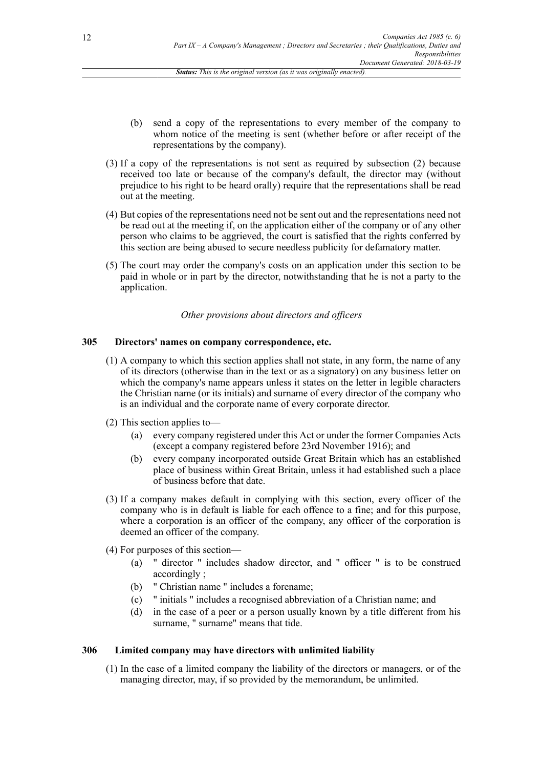(b) send a copy of the representations to every member of the company to whom notice of the meeting is sent (whether before or after receipt of the representations by the company).

(3) If a copy of the representations is not sent as required by subsection (2) because received too late or because of the company's default, the director may (without prejudice to his right to be heard orally) require that the representations shall be read out at the meeting.

(4) But copies of the representations need not be sent out and the representations need not be read out at the meeting if, on the application either of the company or of any other person who claims to be aggrieved, the court is satisfied that the rights conferred by this section are being abused to secure needless publicity for defamatory matter.

(5) The court may order the company's costs on an application under this section to be paid in whole or in part by the director, notwithstanding that he is not a party to the application.

*Other provisions about directors and officers*

### 305 Directors' names on company correspondence, etc.

(1) A company to which this section applies shall not state, in any form, the name of any of its directors (otherwise than in the text or as a signatory) on any business letter on which the company's name appears unless it states on the letter in legible characters the Christian name (or its initials) and surname of every director of the company who is an individual and the corporate name of every corporate director.

(2) This section applies to—

- (a) every company registered under this Act or under the former Companies Acts (except a company registered before 23rd November 1916); and
- (b) every company incorporated outside Great Britain which has an established place of business within Great Britain, unless it had established such a place of business before that date.

(3) If a company makes default in complying with this section, every officer of the company who is in default is liable for each offence to a fine; and for this purpose, where a corporation is an officer of the company, any officer of the corporation is deemed an officer of the company.

(4) For purposes of this section—

- (a) " director " includes shadow director, and " officer " is to be construed accordingly ;
- (b) " Christian name " includes a forename;
- (c) " initials " includes a recognised abbreviation of a Christian name; and
- (d) in the case of a peer or a person usually known by a title different from his surname, " surname" means that tide.

### 306 Limited company may have directors with unlimited liability

(1) In the case of a limited company the liability of the directors or managers, or of the managing director, may, if so provided by the memorandum, be unlimited.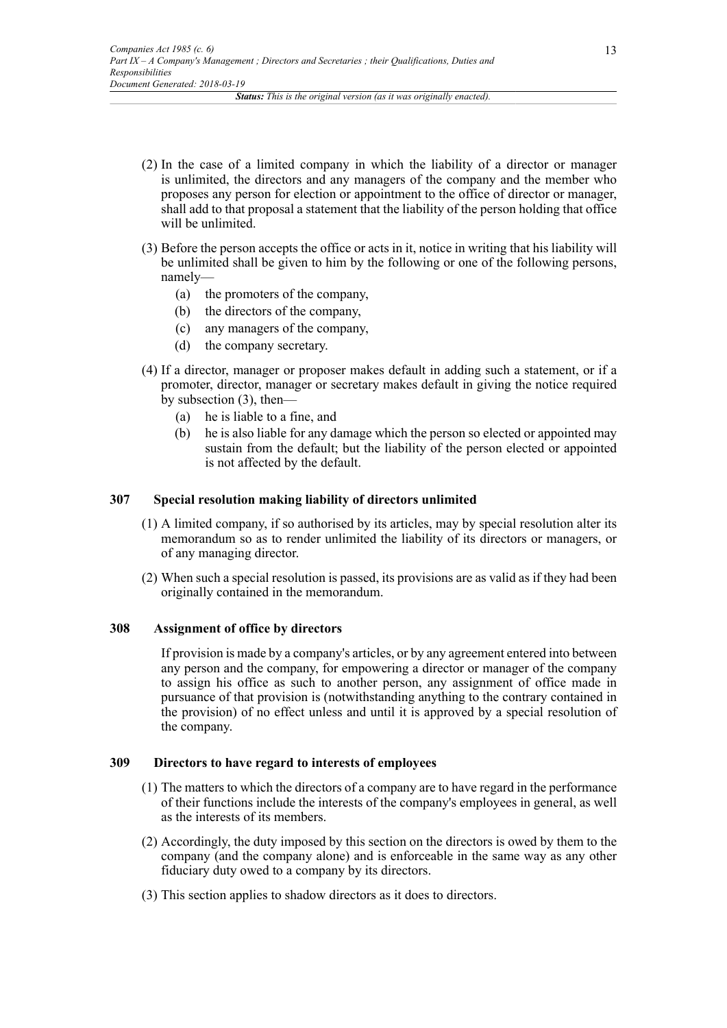(2) In the case of a limited company in which the liability of a director or manager is unlimited, the directors and any managers of the company and the member who proposes any person for election or appointment to the office of director or manager, shall add to that proposal a statement that the liability of the person holding that office will be unlimited.

(3) Before the person accepts the office or acts in it, notice in writing that his liability will be unlimited shall be given to him by the following or one of the following persons, namely—

  (a) the promoters of the company,
  (b) the directors of the company,
  (c) any managers of the company,
  (d) the company secretary.

(4) If a director, manager or proposer makes default in adding such a statement, or if a promoter, director, manager or secretary makes default in giving the notice required by subsection (3), then—

  (a) he is liable to a fine, and
  (b) he is also liable for any damage which the person so elected or appointed may sustain from the default; but the liability of the person elected or appointed is not affected by the default.

### 307 Special resolution making liability of directors unlimited

(1) A limited company, if so authorised by its articles, may by special resolution alter its memorandum so as to render unlimited the liability of its directors or managers, or of any managing director.

(2) When such a special resolution is passed, its provisions are as valid as if they had been originally contained in the memorandum.

### 308 Assignment of office by directors

If provision is made by a company's articles, or by any agreement entered into between any person and the company, for empowering a director or manager of the company to assign his office as such to another person, any assignment of office made in pursuance of that provision is (notwithstanding anything to the contrary contained in the provision) of no effect unless and until it is approved by a special resolution of the company.

### 309 Directors to have regard to interests of employees

(1) The matters to which the directors of a company are to have regard in the performance of their functions include the interests of the company's employees in general, as well as the interests of its members.

(2) Accordingly, the duty imposed by this section on the directors is owed by them to the company (and the company alone) and is enforceable in the same way as any other fiduciary duty owed to a company by its directors.

(3) This section applies to shadow directors as it does to directors.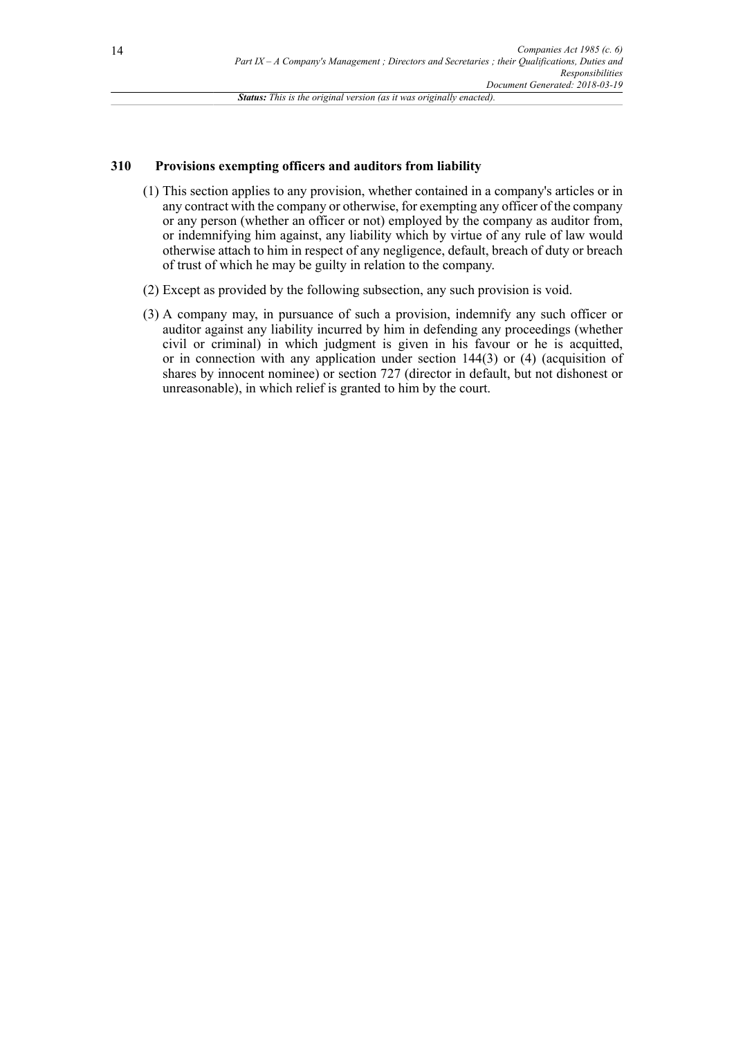### 310 Provisions exempting officers and auditors from liability

(1) This section applies to any provision, whether contained in a company's articles or in any contract with the company or otherwise, for exempting any officer of the company or any person (whether an officer or not) employed by the company as auditor from, or indemnifying him against, any liability which by virtue of any rule of law would otherwise attach to him in respect of any negligence, default, breach of duty or breach of trust of which he may be guilty in relation to the company.

(2) Except as provided by the following subsection, any such provision is void.

(3) A company may, in pursuance of such a provision, indemnify any such officer or auditor against any liability incurred by him in defending any proceedings (whether civil or criminal) in which judgment is given in his favour or he is acquitted, or in connection with any application under section 144(3) or (4) (acquisition of shares by innocent nominee) or section 727 (director in default, but not dishonest or unreasonable), in which relief is granted to him by the court.